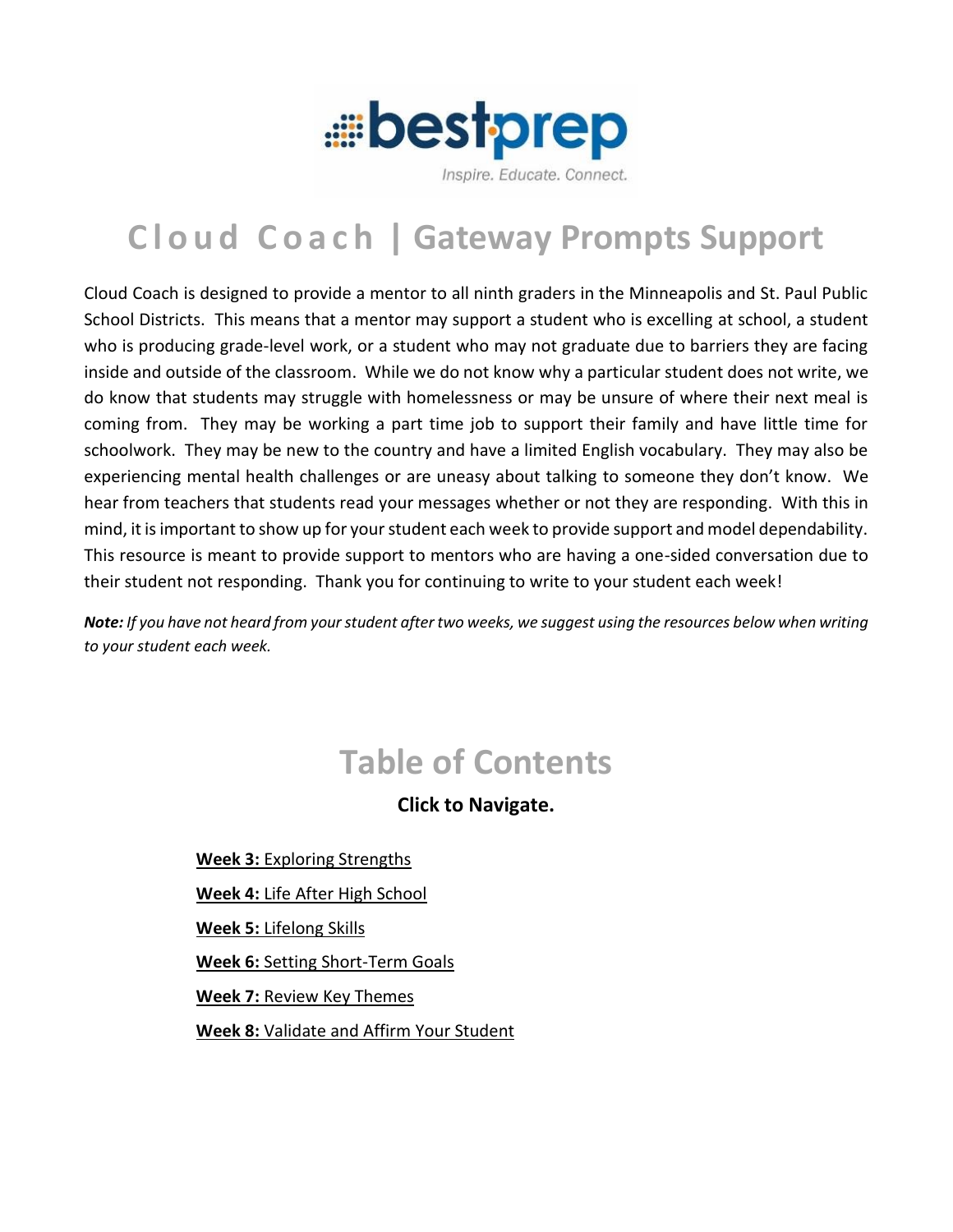# Cloud Coach | Gateway Prompts Support

Cloud Coach is designed to provide a mentor to all ninth graders in the Minneapolis and St. Paul Public School Districts. This means that a mentor may support a student who is excelling at school, a student who is producing grade-level work, or a student who may not graduate due to barriers they are facing inside and outside of the classroom. While we do not know why a particular student does not write, we do know that students may struggle with homelessness or may be unsure of where their next meal is coming from. They may be working a part time job to support their family and have little time for schoolwork. They may be new to the country and have a limited English vocabulary. They may also be experiencing mental health challenges or are uneasy about talking to someone they don't know. We hear from teachers that students read your messages whether or not they are responding. With this in mind, it is important to show up for your student each week to provide support and model dependability. This resource is meant to provide support to mentors who are having a one-sided conversation due to their student not responding. Thank you for continuing to write to your student each week!

***Note:*** *If you have not heard from your student after two weeks, we suggest using the resources below when writing to your student each week.*

## Table of Contents

**Click to Navigate.**

**Week 3:** Exploring Strengths

**Week 4:** Life After High School

**Week 5:** Lifelong Skills

**Week 6:** Setting Short-Term Goals

**Week 7:** Review Key Themes

**Week 8:** Validate and Affirm Your Student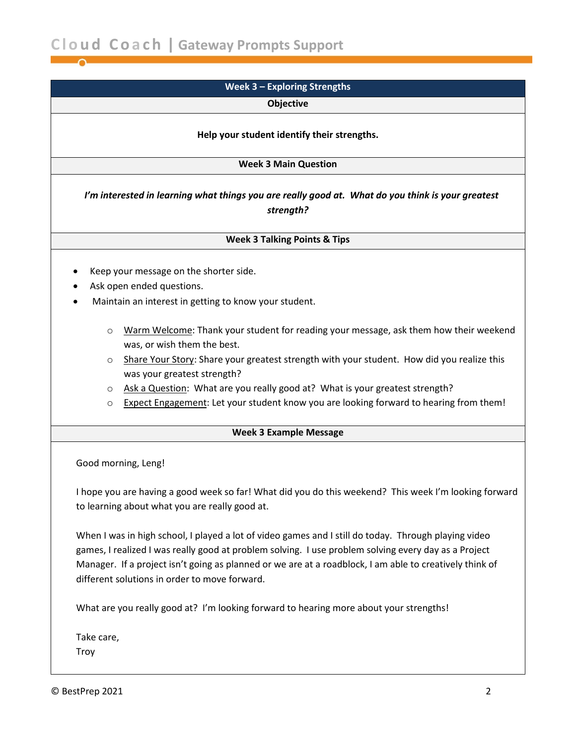## Week 3 – Exploring Strengths

### Objective

**Help your student identify their strengths.**

### Week 3 Main Question

***I'm interested in learning what things you are really good at. What do you think is your greatest strength?***

### Week 3 Talking Points & Tips

- Keep your message on the shorter side.
- Ask open ended questions.
- Maintain an interest in getting to know your student.
    - Warm Welcome: Thank your student for reading your message, ask them how their weekend was, or wish them the best.
    - Share Your Story: Share your greatest strength with your student. How did you realize this was your greatest strength?
    - Ask a Question: What are you really good at? What is your greatest strength?
    - Expect Engagement: Let your student know you are looking forward to hearing from them!

### Week 3 Example Message

Good morning, Leng!

I hope you are having a good week so far! What did you do this weekend? This week I'm looking forward to learning about what you are really good at.

When I was in high school, I played a lot of video games and I still do today. Through playing video games, I realized I was really good at problem solving. I use problem solving every day as a Project Manager. If a project isn't going as planned or we are at a roadblock, I am able to creatively think of different solutions in order to move forward.

What are you really good at? I'm looking forward to hearing more about your strengths!

Take care,
Troy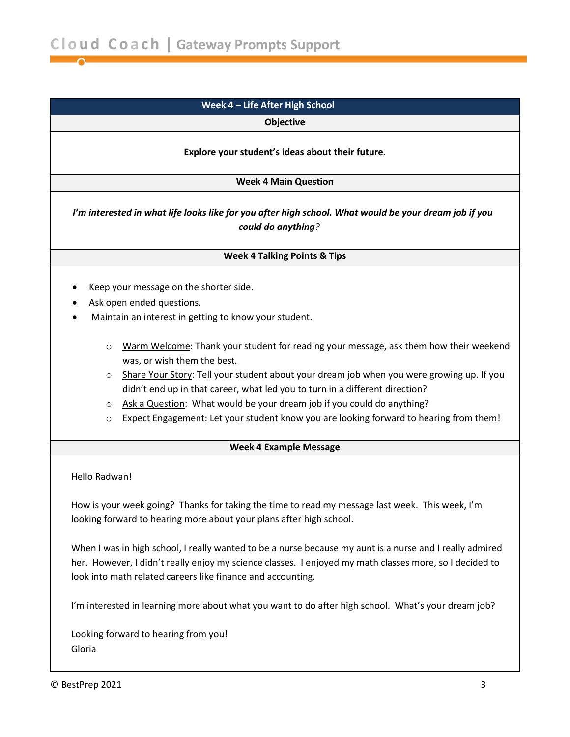## Week 4 – Life After High School

### Objective

**Explore your student's ideas about their future.**

### Week 4 Main Question

***I'm interested in what life looks like for you after high school. What would be your dream job if you could do anything?***

### Week 4 Talking Points & Tips

- Keep your message on the shorter side.
- Ask open ended questions.
- Maintain an interest in getting to know your student.
  - Warm Welcome: Thank your student for reading your message, ask them how their weekend was, or wish them the best.
  - Share Your Story: Tell your student about your dream job when you were growing up. If you didn't end up in that career, what led you to turn in a different direction?
  - Ask a Question: What would be your dream job if you could do anything?
  - Expect Engagement: Let your student know you are looking forward to hearing from them!

### Week 4 Example Message

Hello Radwan!

How is your week going? Thanks for taking the time to read my message last week. This week, I'm looking forward to hearing more about your plans after high school.

When I was in high school, I really wanted to be a nurse because my aunt is a nurse and I really admired her. However, I didn't really enjoy my science classes. I enjoyed my math classes more, so I decided to look into math related careers like finance and accounting.

I'm interested in learning more about what you want to do after high school. What's your dream job?

Looking forward to hearing from you!
Gloria

© BestPrep 2021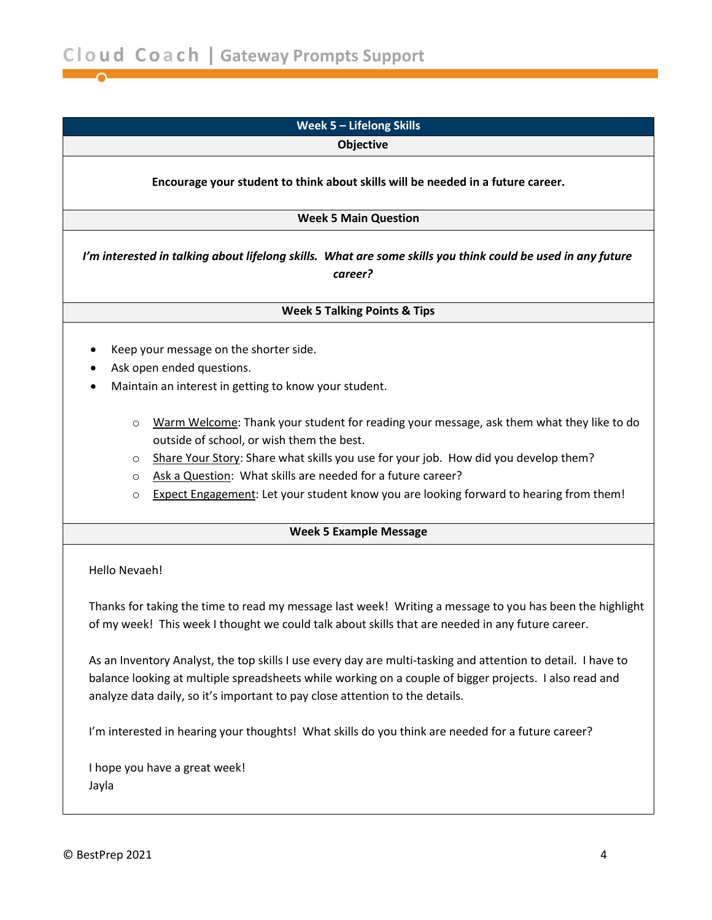## Week 5 – Lifelong Skills

### Objective

**Encourage your student to think about skills will be needed in a future career.**

### Week 5 Main Question

***I'm interested in talking about lifelong skills. What are some skills you think could be used in any future career?***

### Week 5 Talking Points & Tips

- Keep your message on the shorter side.
- Ask open ended questions.
- Maintain an interest in getting to know your student.
    - Warm Welcome: Thank your student for reading your message, ask them what they like to do outside of school, or wish them the best.
    - Share Your Story: Share what skills you use for your job. How did you develop them?
    - Ask a Question: What skills are needed for a future career?
    - Expect Engagement: Let your student know you are looking forward to hearing from them!

### Week 5 Example Message

Hello Nevaeh!

Thanks for taking the time to read my message last week! Writing a message to you has been the highlight of my week! This week I thought we could talk about skills that are needed in any future career.

As an Inventory Analyst, the top skills I use every day are multi-tasking and attention to detail. I have to balance looking at multiple spreadsheets while working on a couple of bigger projects. I also read and analyze data daily, so it's important to pay close attention to the details.

I'm interested in hearing your thoughts! What skills do you think are needed for a future career?

I hope you have a great week!
Jayla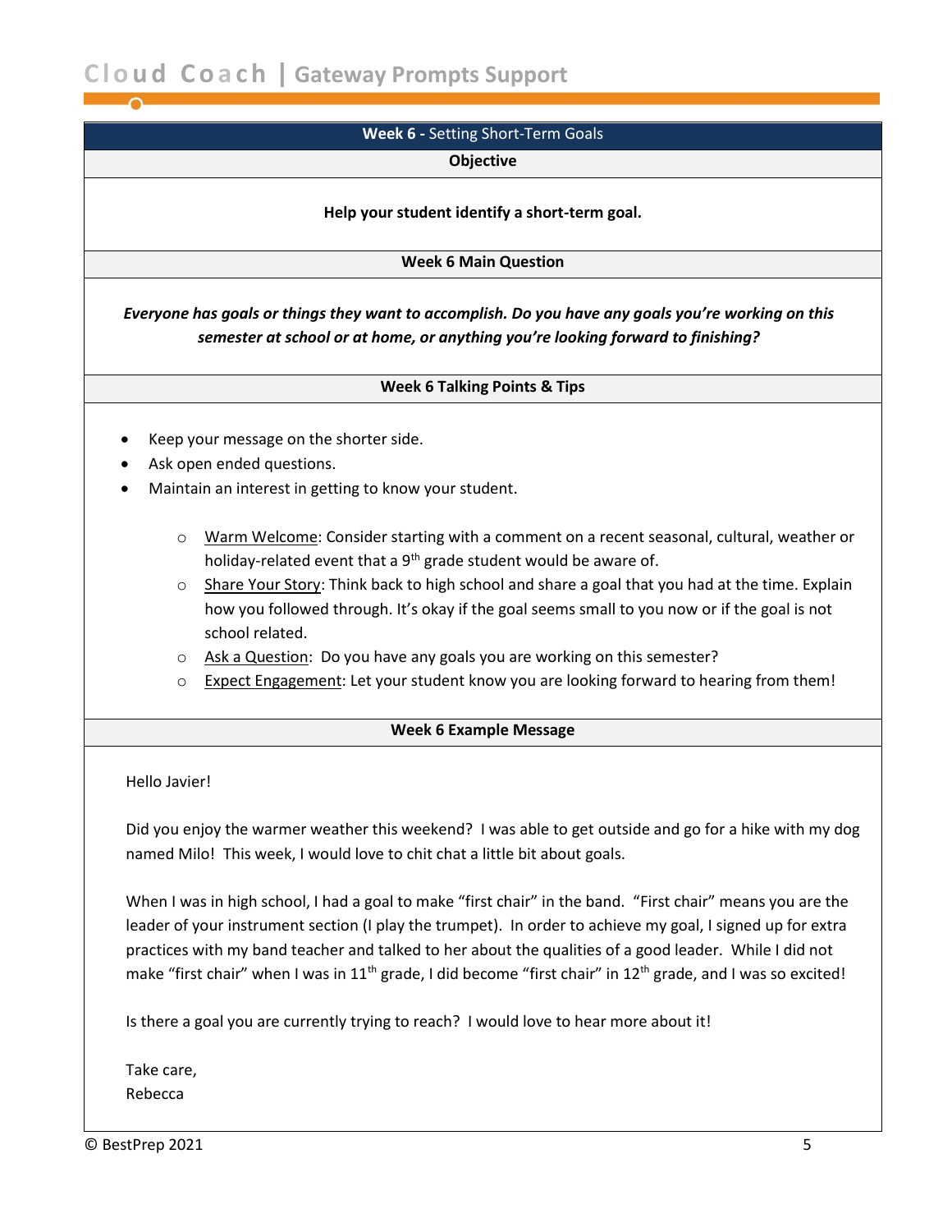## Week 6 - Setting Short-Term Goals

### Objective

**Help your student identify a short-term goal.**

### Week 6 Main Question

***Everyone has goals or things they want to accomplish. Do you have any goals you're working on this semester at school or at home, or anything you're looking forward to finishing?***

### Week 6 Talking Points & Tips

- Keep your message on the shorter side.
- Ask open ended questions.
- Maintain an interest in getting to know your student.
  - Warm Welcome: Consider starting with a comment on a recent seasonal, cultural, weather or holiday-related event that a 9th grade student would be aware of.
  - Share Your Story: Think back to high school and share a goal that you had at the time. Explain how you followed through. It's okay if the goal seems small to you now or if the goal is not school related.
  - Ask a Question: Do you have any goals you are working on this semester?
  - Expect Engagement: Let your student know you are looking forward to hearing from them!

### Week 6 Example Message

Hello Javier!

Did you enjoy the warmer weather this weekend? I was able to get outside and go for a hike with my dog named Milo! This week, I would love to chit chat a little bit about goals.

When I was in high school, I had a goal to make "first chair" in the band. "First chair" means you are the leader of your instrument section (I play the trumpet). In order to achieve my goal, I signed up for extra practices with my band teacher and talked to her about the qualities of a good leader. While I did not make "first chair" when I was in 11th grade, I did become "first chair" in 12th grade, and I was so excited!

Is there a goal you are currently trying to reach? I would love to hear more about it!

Take care,
Rebecca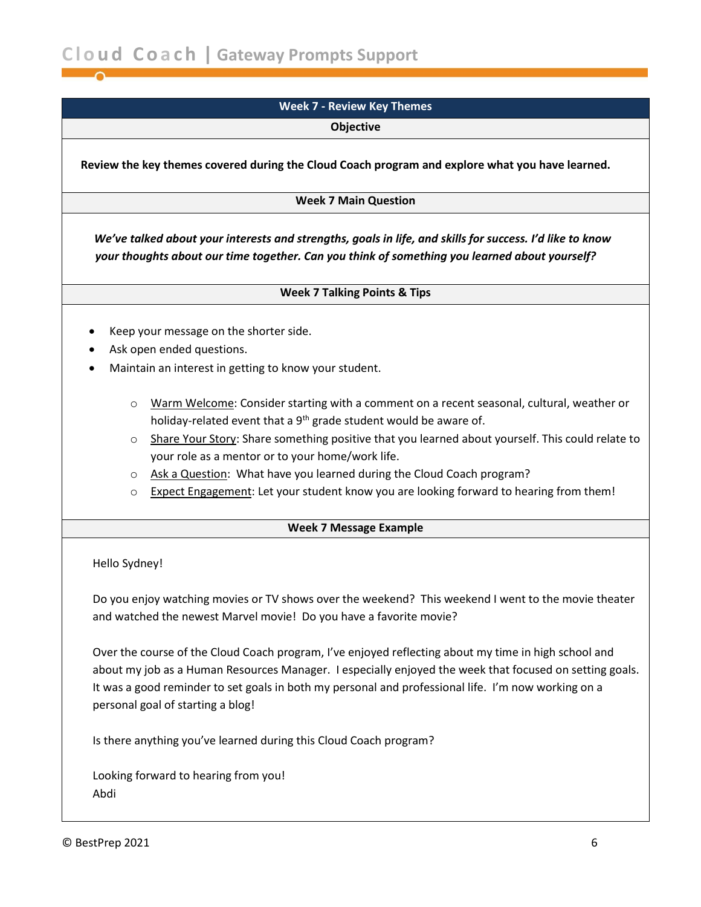## Week 7 - Review Key Themes

### Objective

**Review the key themes covered during the Cloud Coach program and explore what you have learned.**

### Week 7 Main Question

***We've talked about your interests and strengths, goals in life, and skills for success. I'd like to know your thoughts about our time together. Can you think of something you learned about yourself?***

### Week 7 Talking Points & Tips

- Keep your message on the shorter side.
- Ask open ended questions.
- Maintain an interest in getting to know your student.
  - Warm Welcome: Consider starting with a comment on a recent seasonal, cultural, weather or holiday-related event that a 9th grade student would be aware of.
  - Share Your Story: Share something positive that you learned about yourself. This could relate to your role as a mentor or to your home/work life.
  - Ask a Question: What have you learned during the Cloud Coach program?
  - Expect Engagement: Let your student know you are looking forward to hearing from them!

### Week 7 Message Example

Hello Sydney!

Do you enjoy watching movies or TV shows over the weekend? This weekend I went to the movie theater and watched the newest Marvel movie! Do you have a favorite movie?

Over the course of the Cloud Coach program, I've enjoyed reflecting about my time in high school and about my job as a Human Resources Manager. I especially enjoyed the week that focused on setting goals. It was a good reminder to set goals in both my personal and professional life. I'm now working on a personal goal of starting a blog!

Is there anything you've learned during this Cloud Coach program?

Looking forward to hearing from you!
Abdi

© BestPrep 2021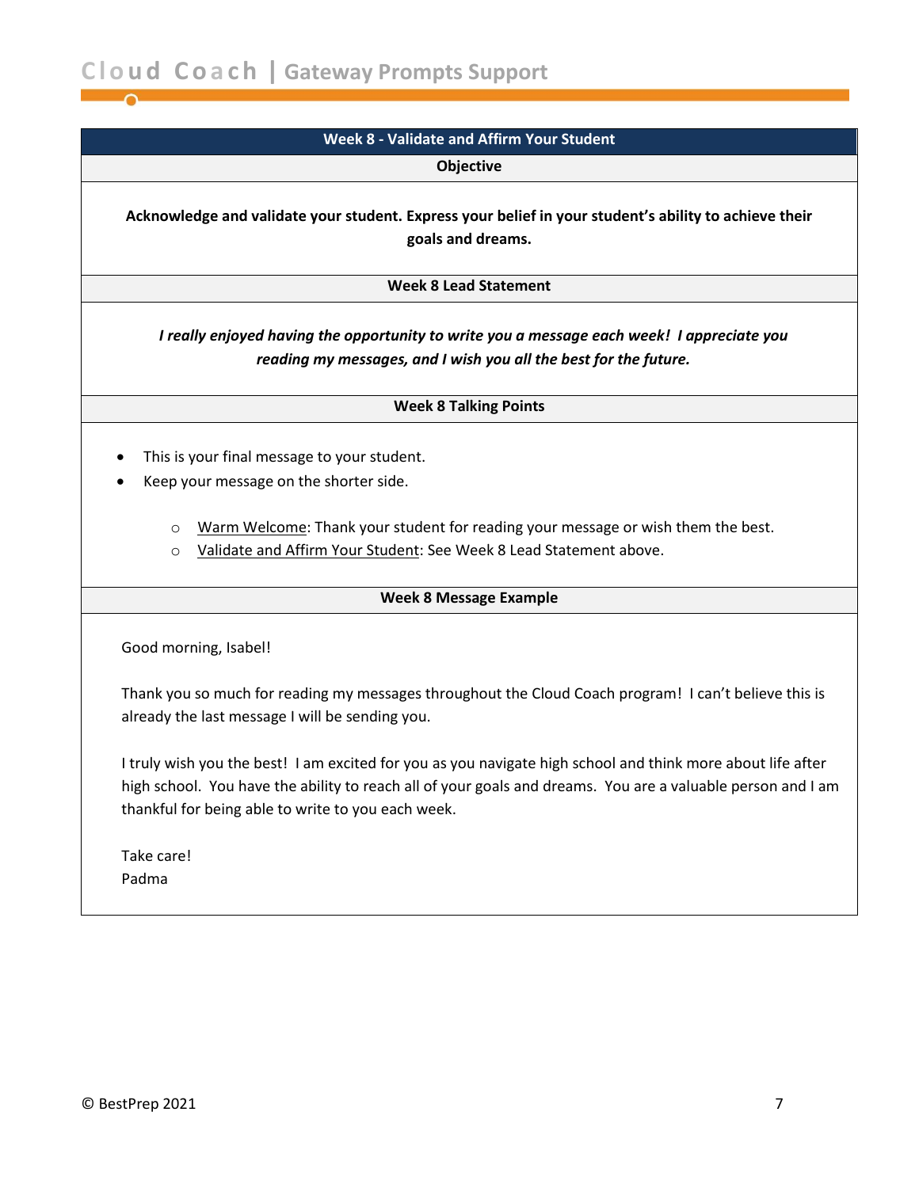## Week 8 - Validate and Affirm Your Student

### Objective

**Acknowledge and validate your student. Express your belief in your student's ability to achieve their goals and dreams.**

### Week 8 Lead Statement

***I really enjoyed having the opportunity to write you a message each week! I appreciate you reading my messages, and I wish you all the best for the future.***

### Week 8 Talking Points

- This is your final message to your student.
- Keep your message on the shorter side.
  - Warm Welcome: Thank your student for reading your message or wish them the best.
  - Validate and Affirm Your Student: See Week 8 Lead Statement above.

### Week 8 Message Example

Good morning, Isabel!

Thank you so much for reading my messages throughout the Cloud Coach program! I can't believe this is already the last message I will be sending you.

I truly wish you the best! I am excited for you as you navigate high school and think more about life after high school. You have the ability to reach all of your goals and dreams. You are a valuable person and I am thankful for being able to write to you each week.

Take care!
Padma

© BestPrep 2021